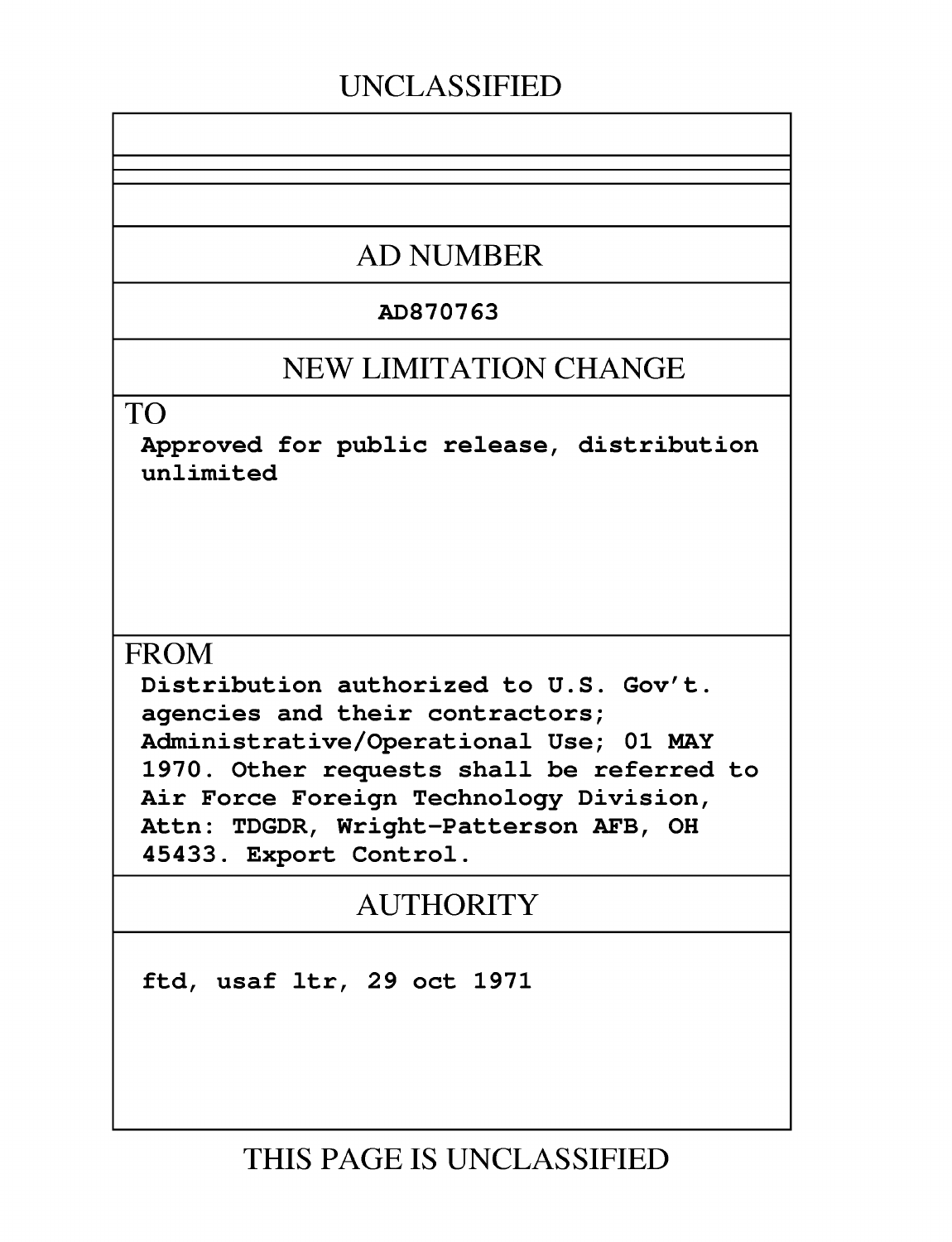UNCLASSIFIED

# AD NUMBER

**AD870763**

## NEW LIMITATION CHANGE

TO

**Approved for public release, distribution unlimited**

FROM

**Distribution authorized to U.S. Gov't. agencies and their contractors; Administrative/Operational Use; 01 MAY 1970. Other requests shall be referred to Air Force Foreign Technology Division, Attn: TDGDR, Wright-Patterson AFB, OH 45433. Export Control.**

## AUTHORITY

**ftd, usaf ltr, 29 oct 1971**

THIS PAGE IS UNCLASSIFIED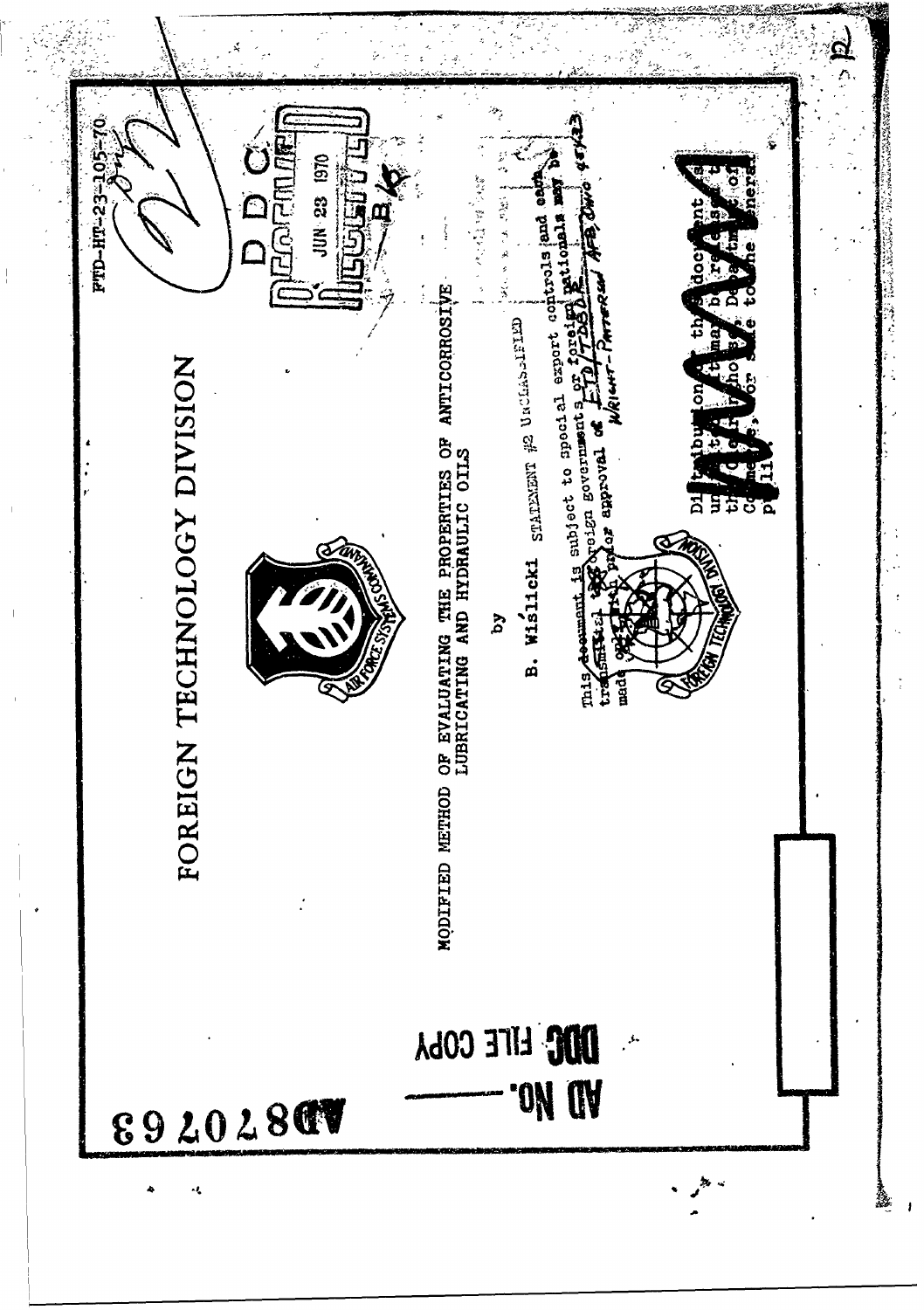FTD-HT-23-105-70

# FOREIGN TECHNOLOGY DIVISION

DDC
JUN 23 1970

## MODIFIED METHOD OF EVALUATING THE PROPERTIES OF ANTICORROSIVE LUBRICATING AND HYDRAULIC OILS

by

B. Wiślicki

STATEMENT #2 UNCLASSIFIED

This document is subject to special export controls and each transmittal to foreign governments or foreign nationals may be made only with prior approval of FTD/TDBDR Wright-Patterson AFB, Ohio 45433

AD No. ____
DDC FILE COPY

AD870763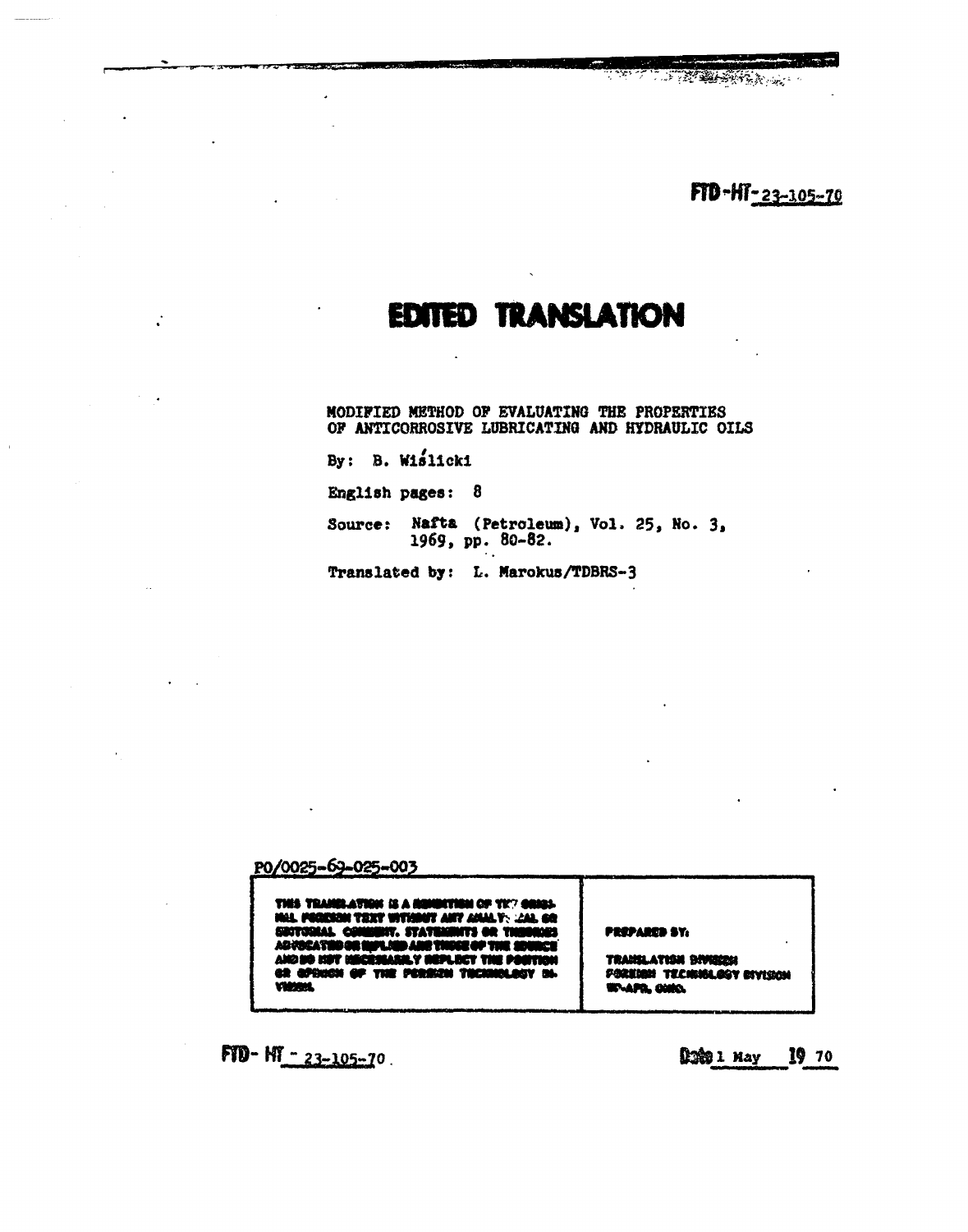FTD-HT-23-105-70

# EDITED TRANSLATION

MODIFIED METHOD OF EVALUATING THE PROPERTIES OF ANTICORROSIVE LUBRICATING AND HYDRAULIC OILS

By: B. Wiślicki

English pages: 8

Source: Nafta (Petroleum), Vol. 25, No. 3, 1969, pp. 80-82.

Translated by: L. Marokus/TDBRS-3

PO/0025-69-025-003

| | |
|---|---|
| THIS TRANSLATION IS A RENDITION OF THE ORIGINAL FOREIGN TEXT WITHOUT ANY ANALYTICAL OR EDITORIAL COMMENT. STATEMENTS OR THEORIES ADVOCATED OR IMPLIED ARE THOSE OF THE SOURCE AND DO NOT NECESSARILY REFLECT THE POSITION OR OPINION OF THE FOREIGN TECHNOLOGY DIVISION. | PREPARED BY: TRANSLATION DIVISION FOREIGN TECHNOLOGY DIVISION WP-AFB, OHIO. |

FTD-HT-23-105-70 Date 1 May 19 70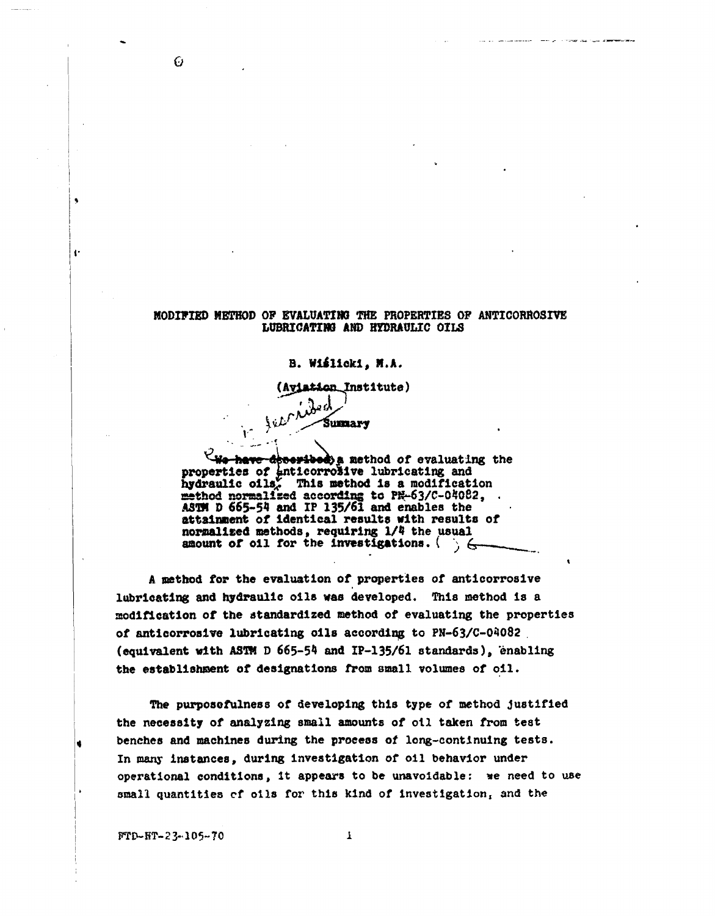## MODIFIED METHOD OF EVALUATING THE PROPERTIES OF ANTICORROSIVE LUBRICATING AND HYDRAULIC OILS

B. Wiślicki, M.A.

(Aviation Institute)

### Summary

We have described a method of evaluating the properties of anticorrosive lubricating and hydraulic oils. This method is a modification method normalized according to PN-63/C-04082, ASTM D 665-54 and IP 135/61 and enables the attainment of identical results with results of normalized methods, requiring 1/4 the usual amount of oil for the investigations.

A method for the evaluation of properties of anticorrosive lubricating and hydraulic oils was developed. This method is a modification of the standardized method of evaluating the properties of anticorrosive lubricating oils according to PN-63/C-04082 (equivalent with ASTM D 665-54 and IP-135/61 standards), enabling the establishment of designations from small volumes of oil.

The purposefulness of developing this type of method justified the necessity of analyzing small amounts of oil taken from test benches and machines during the process of long-continuing tests. In many instances, during investigation of oil behavior under operational conditions, it appears to be unavoidable: we need to use small quantities of oils for this kind of investigation, and the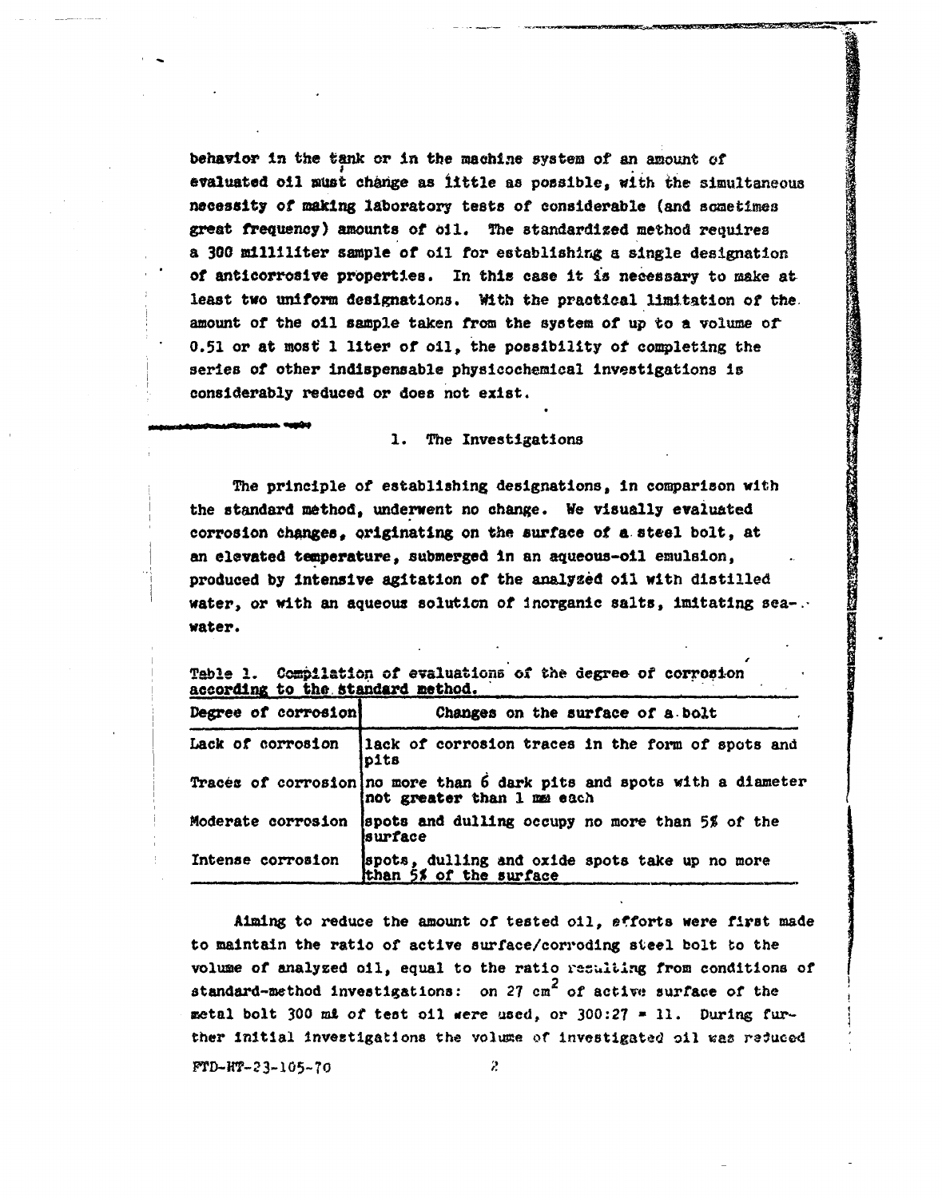behavior in the tank or in the machine system of an amount of evaluated oil must change as little as possible, with the simultaneous necessity of making laboratory tests of considerable (and sometimes great frequency) amounts of oil. The standardized method requires a 300 milliliter sample of oil for establishing a single designation of anticorrosive properties. In this case it is necessary to make at least two uniform designations. With the practical limitation of the amount of the oil sample taken from the system of up to a volume of 0.5l or at most 1 liter of oil, the possibility of completing the series of other indispensable physicochemical investigations is considerably reduced or does not exist.

## 1. The Investigations

The principle of establishing designations, in comparison with the standard method, underwent no change. We visually evaluated corrosion changes, originating on the surface of a steel bolt, at an elevated temperature, submerged in an aqueous-oil emulsion, produced by intensive agitation of the analyzed oil with distilled water, or with an aqueous solution of inorganic salts, imitating sea-water.

Table 1. Compilation of evaluations of the degree of corrosion according to the standard method.

| Degree of corrosion | Changes on the surface of a bolt |
|---|---|
| Lack of corrosion | lack of corrosion traces in the form of spots and pits |
| Traces of corrosion | no more than 6 dark pits and spots with a diameter not greater than 1 mm each |
| Moderate corrosion | spots and dulling occupy no more than 5% of the surface |
| Intense corrosion | spots, dulling and oxide spots take up no more than 5% of the surface |

Aiming to reduce the amount of tested oil, efforts were first made to maintain the ratio of active surface/corroding steel bolt to the volume of analyzed oil, equal to the ratio resulting from conditions of standard-method investigations: on 27 $cm^2$ of active surface of the metal bolt 300 ml of test oil were used, or $300:27 = 11$. During further initial investigations the volume of investigated oil was reduced

FTD-HT-23-105-70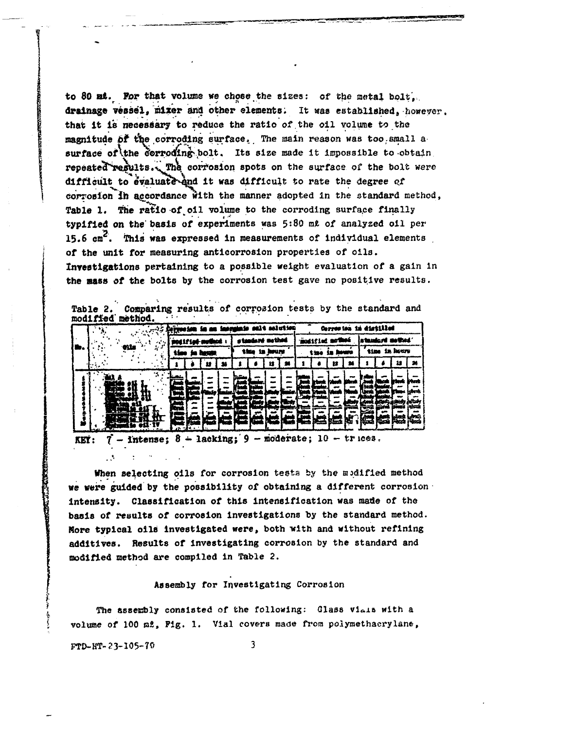to 80 mℓ. For that volume we chose the sizes: of the metal bolt, drainage vessel, mixer and other elements. It was established, however, that it is necessary to reduce the ratio of the oil volume to the magnitude of the corroding surface. The main reason was too small a surface of the corroding bolt. Its size made it impossible to obtain repeated results. The corrosion spots on the surface of the bolt were difficult to evaluate and it was difficult to rate the degree of corrosion in accordance with the manner adopted in the standard method, Table 1. The ratio of oil volume to the corroding surface finally typified on the basis of experiments was 5:80 mℓ of analyzed oil per 15.6 $cm^2$. This was expressed in measurements of individual elements of the unit for measuring anticorrosion properties of oils. Investigations pertaining to a possible weight evaluation of a gain in the mass of the bolts by the corrosion test gave no positive results.

Table 2. Comparing results of corrosion tests by the standard and modified method.

| No. | Oils | Corrosion in an inorganic salt solution | | | | | | | | Corrosion in distilled | | | | | | | |
|---|---|---|---|---|---|---|---|---|---|---|---|---|---|---|---|---|---|
| | | modified method | | | | standard method | | | | modified method | | | | standard method | | | |
| | | time in hours | | | | time in hours | | | | time in hours | | | | time in hours | | | |
| | | 1 | 6 | 12 | 24 | 1 | 6 | 12 | 24 | 1 | 6 | 12 | 24 | 1 | 6 | 12 | 24 |

KEY: 7 – intense; 8 – lacking; 9 – moderate; 10 – traces.

When selecting oils for corrosion tests by the modified method we were guided by the possibility of obtaining a different corrosion intensity. Classification of this intensification was made of the basis of results of corrosion investigations by the standard method. More typical oils investigated were, both with and without refining additives. Results of investigating corrosion by the standard and modified method are compiled in Table 2.

## Assembly for Investigating Corrosion

The assembly consisted of the following: Glass vials with a volume of 100 mℓ, Fig. 1. Vial covers made from polymethacrylane,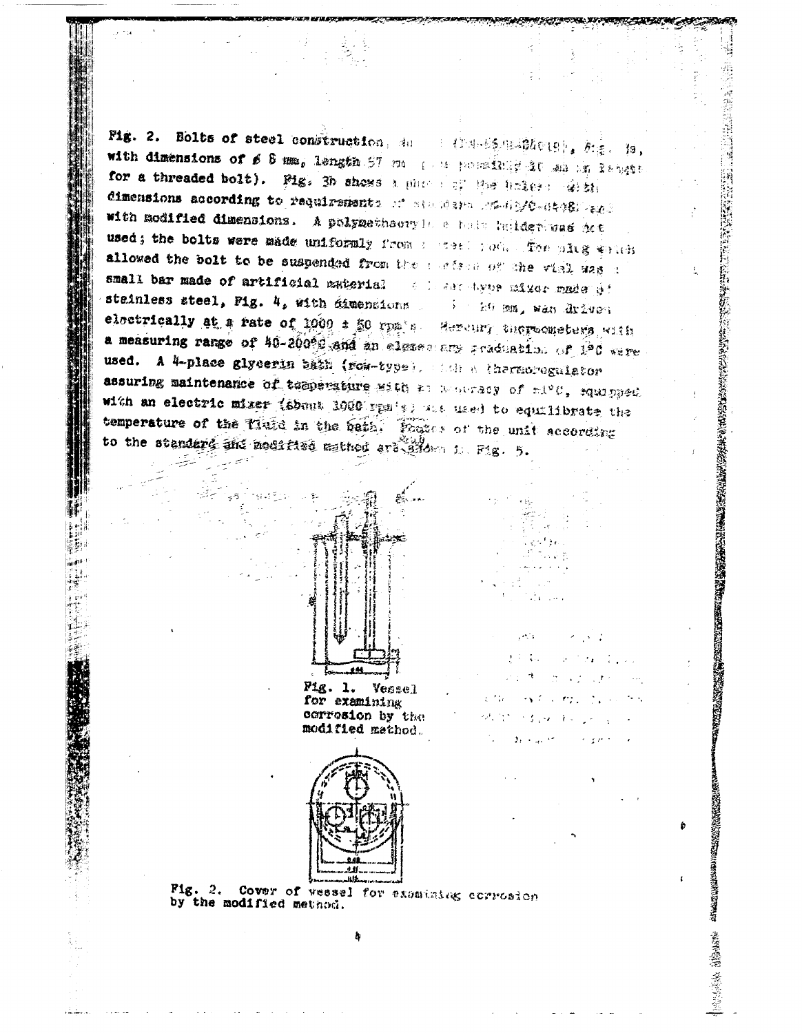Fig. 2. Bolts of steel construction, ... (PN-55/H-84019), Fig. 3a, with dimensions of ø 8 mm, length 57 mm (... 30 mm in length for a threaded bolt). Fig. 3b shows a photo of the bolts with dimensions according to requirements of standard PN-62/C-04081 and with modified dimensions. A polymethacrylate bolt holder was not used; the bolts were made uniformly from a steel rod. The plug which allowed the bolt to be suspended from the surface of the vial was a small bar made of artificial material. A ... -type mixer made of stainless steel, Fig. 4, with dimensions ... 20 mm, was driven electrically at a rate of 1000 ± 50 rpm's. Mercury thermometers with a measuring range of 40-200°C and an elementary graduation of 1°C were used. A 4-place glycerin bath (row-type), with a thermoregulator assuring maintenance of temperature with an accuracy of ±1°C, equipped with an electric mixer (about 1000 rpm's) was used to equilibrate the temperature of the fluid in the bath. Photos of the unit according to the standard and modified method are shown in Fig. 5.

Fig. 1. Vessel for examining corrosion by the modified method.

Fig. 2. Cover of vessel for examining corrosion by the modified method.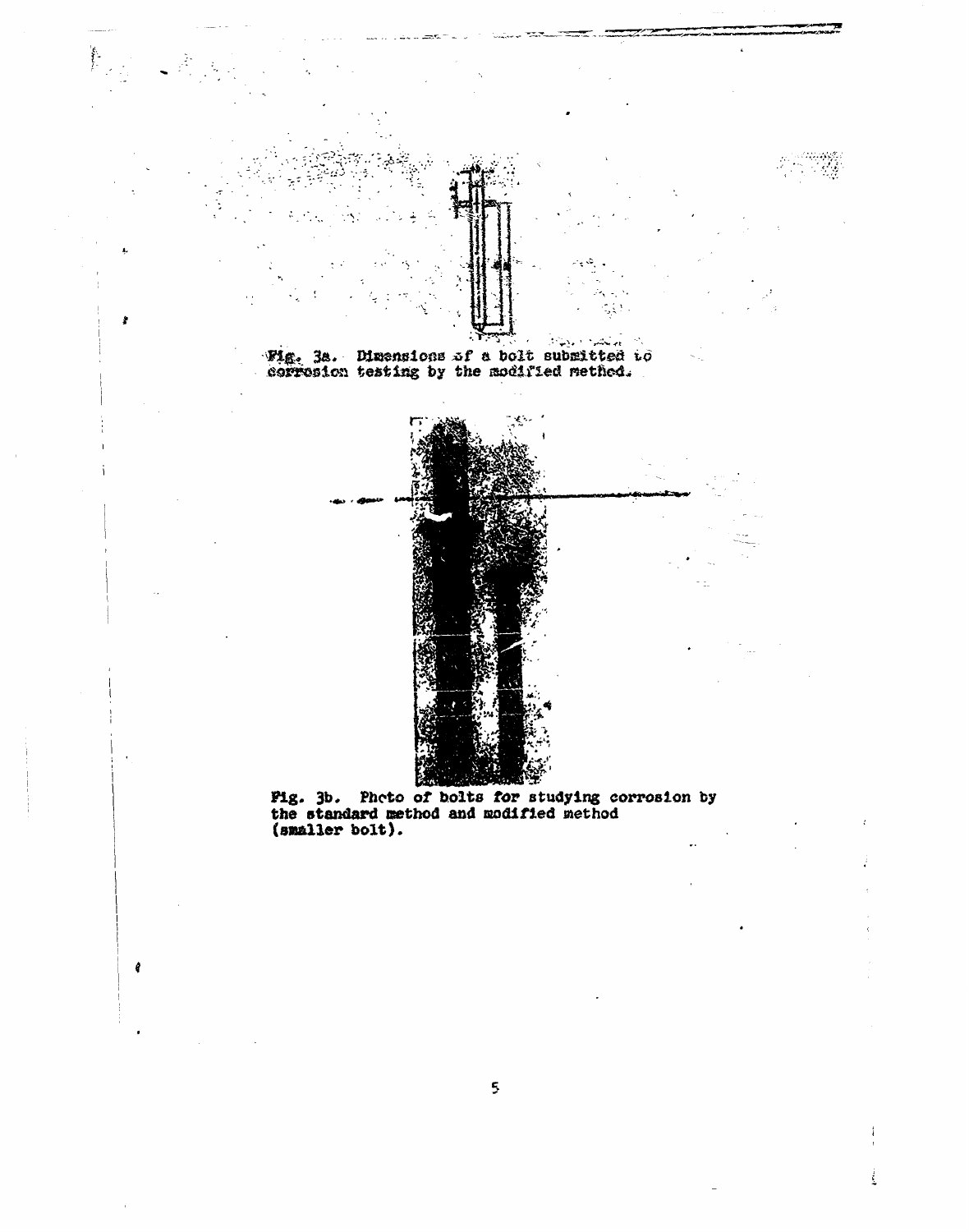Fig. 3a. Dimensions of a bolt submitted to corrosion testing by the modified method.

Fig. 3b. Photo of bolts for studying corrosion by the standard method and modified method (smaller bolt).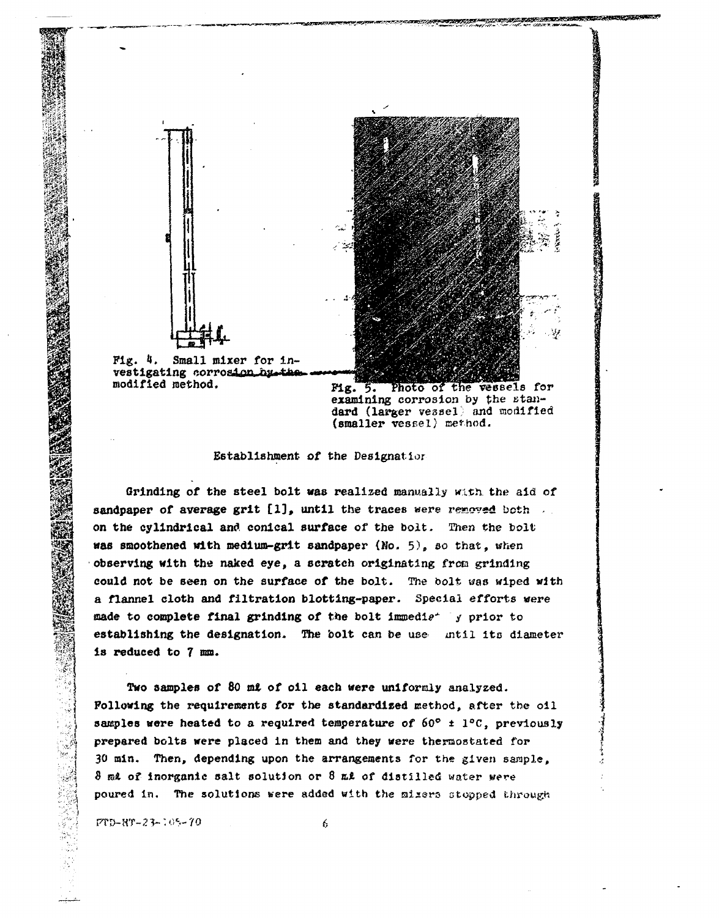Fig. 4. Small mixer for investigating corrosion by the modified method.

Fig. 5. Photo of the vessels for examining corrosion by the standard (larger vessel) and modified (smaller vessel) method.

## Establishment of the Designation

Grinding of the steel bolt was realized manually with the aid of sandpaper of average grit [1], until the traces were removed both on the cylindrical and conical surface of the bolt. Then the bolt was smoothened with medium-grit sandpaper (No. 5), so that, when observing with the naked eye, a scratch originating from grinding could not be seen on the surface of the bolt. The bolt was wiped with a flannel cloth and filtration blotting-paper. Special efforts were made to complete final grinding of the bolt immediately prior to establishing the designation. The bolt can be used until its diameter is reduced to 7 mm.

Two samples of 80 mℓ of oil each were uniformly analyzed. Following the requirements for the standardized method, after the oil samples were heated to a required temperature of 60° ± 1°C, previously prepared bolts were placed in them and they were thermostated for 30 min. Then, depending upon the arrangements for the given sample, 8 mℓ of inorganic salt solution or 8 mℓ of distilled water were poured in. The solutions were added with the mixers stopped through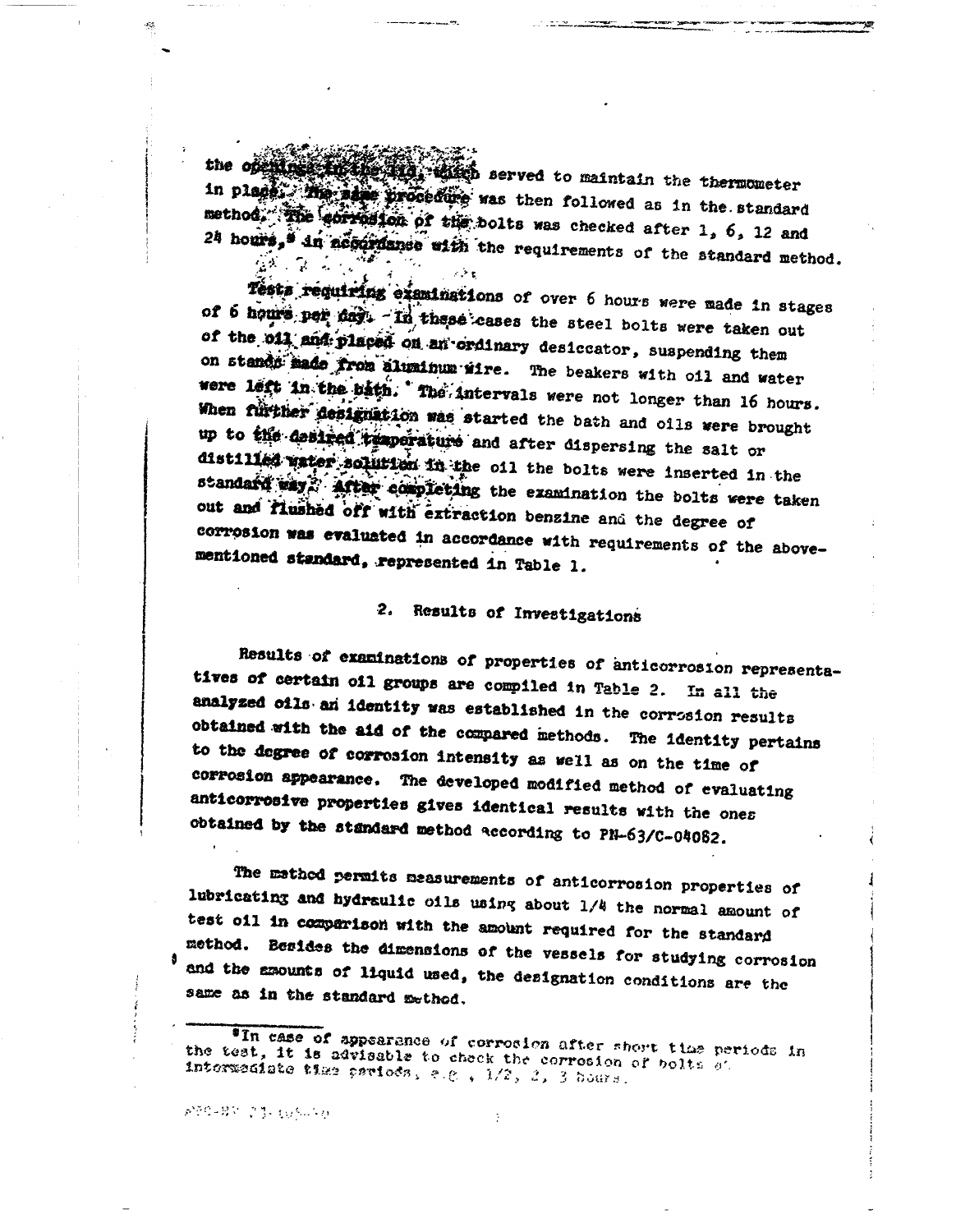the openings in the lid, which served to maintain the thermometer in place. The same procedure was then followed as in the standard method. The corrosion of the bolts was checked after 1, 6, 12 and 24 hours,* in accordance with the requirements of the standard method.

Tests requiring examinations of over 6 hours were made in stages of 6 hours per day. In these cases the steel bolts were taken out of the oil and placed on an ordinary desiccator, suspending them on stands made from aluminum wire. The beakers with oil and water were left in the bath. The intervals were not longer than 16 hours. When further designation was started the bath and oils were brought up to the desired temperature and after dispersing the salt or distilled water solution in the oil the bolts were inserted in the standard way. After completing the examination the bolts were taken out and flushed off with extraction benzine and the degree of corrosion was evaluated in accordance with requirements of the above-mentioned standard, represented in Table 1.

## 2. Results of Investigations

Results of examinations of properties of anticorrosion representatives of certain oil groups are compiled in Table 2. In all the analyzed oils an identity was established in the corrosion results obtained with the aid of the compared methods. The identity pertains to the degree of corrosion intensity as well as on the time of corrosion appearance. The developed modified method of evaluating anticorrosive properties gives identical results with the ones obtained by the standard method according to PN-63/C-04082.

The method permits measurements of anticorrosion properties of lubricating and hydraulic oils using about 1/4 the normal amount of test oil in comparison with the amount required for the standard method. Besides the dimensions of the vessels for studying corrosion and the amounts of liquid used, the designation conditions are the same as in the standard method.

---

*In case of appearance of corrosion after short time periods in the test, it is advisable to check the corrosion of bolts at intermediate time periods, e.g., 1/2, 2, 3 hours.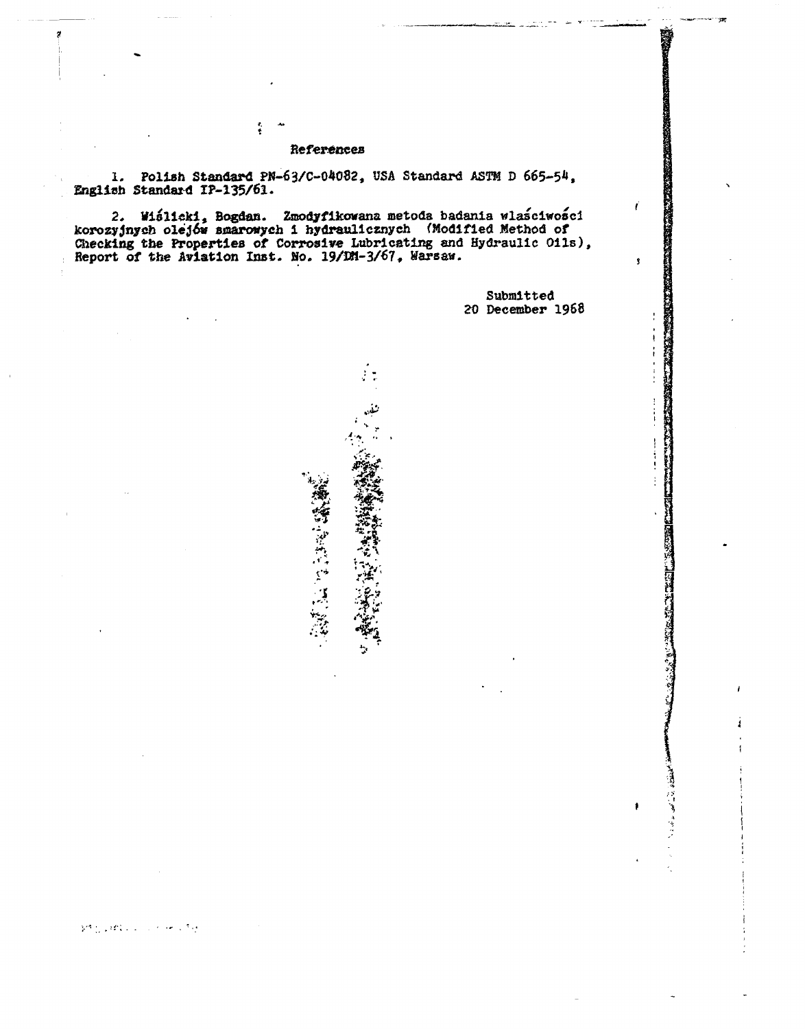## References

1. Polish Standard PN-63/C-04082, USA Standard ASTM D 665-54, English Standard IP-135/61.

2. Wiślicki, Bogdan. Zmodyfikowana metoda badania właściwości korozyjnych olejów smarowych i hydraulicznych (Modified Method of Checking the Properties of Corrosive Lubricating and Hydraulic Oils), Report of the Aviation Inst. No. 19/DM-3/67, Warsaw.

Submitted
20 December 1968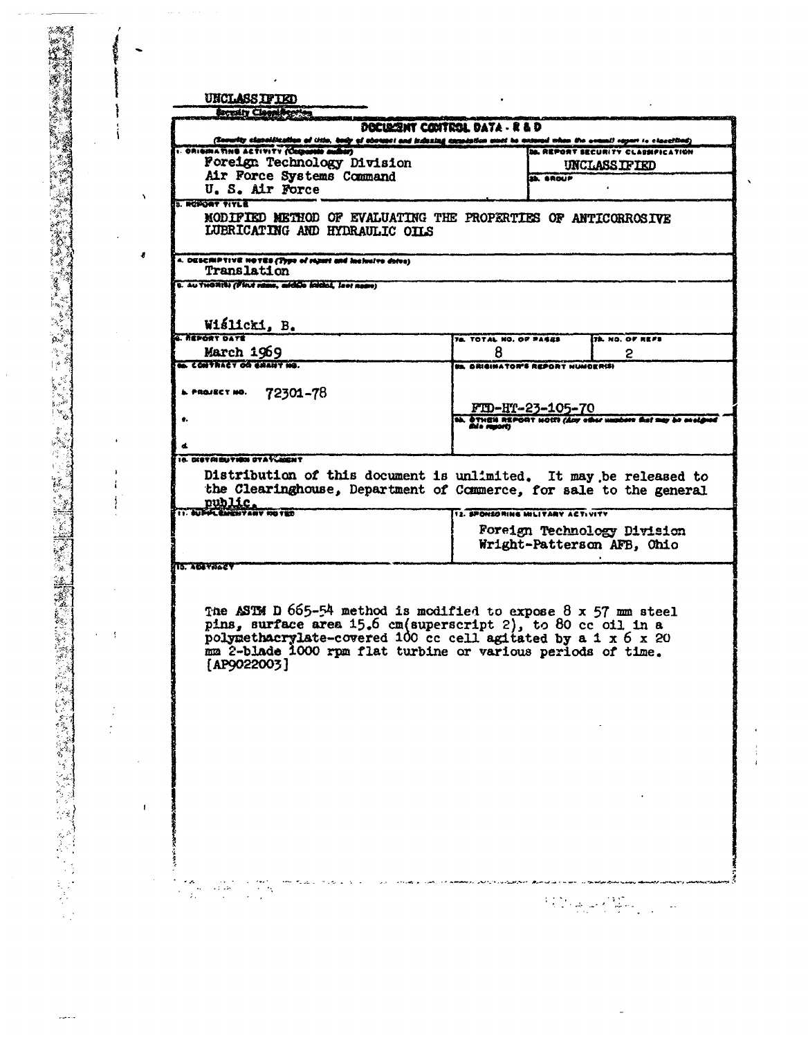UNCLASSIFIED

Security Classification

**DOCUMENT CONTROL DATA - R & D**

(Security classification of title, body of abstract and indexing annotation must be entered when the overall report is classified)

| | |
|---|---|
| 1. ORIGINATING ACTIVITY (Corporate author)<br>Foreign Technology Division<br>Air Force Systems Command<br>U. S. Air Force | 2a. REPORT SECURITY CLASSIFICATION<br>UNCLASSIFIED<br>2b. GROUP |

3. REPORT TITLE

MODIFIED METHOD OF EVALUATING THE PROPERTIES OF ANTICORROSIVE LUBRICATING AND HYDRAULIC OILS

4. DESCRIPTIVE NOTES (Type of report and inclusive dates)

Translation

5. AUTHOR(S) (First name, middle initial, last name)

Wiślicki, B.

| | | |
|---|---|---|
| 6. REPORT DATE<br>March 1969 | 7a. TOTAL NO. OF PAGES<br>8 | 7b. NO. OF REFS<br>2 |
| 8a. CONTRACT OR GRANT NO.<br><br>b. PROJECT NO. 72301-78<br><br>c.<br><br>d. | 9a. ORIGINATOR'S REPORT NUMBER(S)<br><br>FTD-HT-23-105-70<br><br>9b. OTHER REPORT NO(S) (Any other numbers that may be assigned this report) | |

10. DISTRIBUTION STATEMENT

Distribution of this document is unlimited. It may be released to the Clearinghouse, Department of Commerce, for sale to the general public.

| | |
|---|---|
| 11. SUPPLEMENTARY NOTES | 12. SPONSORING MILITARY ACTIVITY<br>Foreign Technology Division<br>Wright-Patterson AFB, Ohio |

13. ABSTRACT

The ASTM D 665-54 method is modified to expose 8 x 57 mm steel pins, surface area 15.6 cm(superscript 2), to 80 cc oil in a polymethacrylate-covered 100 cc cell agitated by a 1 x 6 x 20 mm 2-blade 1000 rpm flat turbine or various periods of time. [AP9022003]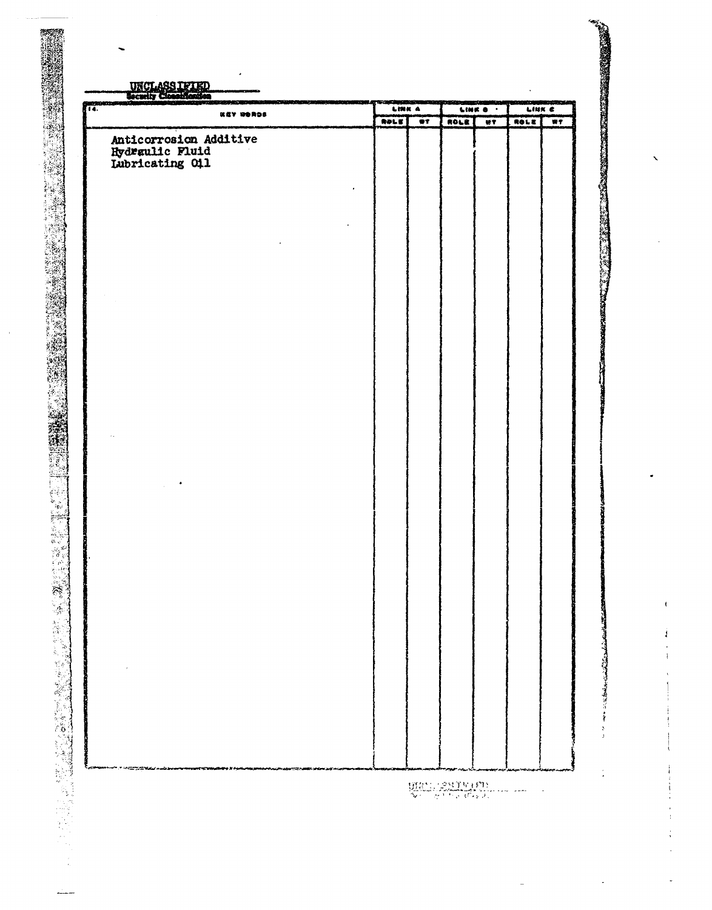UNCLASSIFIED

Security Classification

| 14. KEY WORDS | LINK A | | LINK B | | LINK C | |
|---|---|---|---|---|---|---|
| | ROLE | WT | ROLE | WT | ROLE | WT |
| Anticorrosion Additive | | | | | | |
| Hydraulic Fluid | | | | | | |
| Lubricating Oil | | | | | | |

UNCLASSIFIED

Security Classification